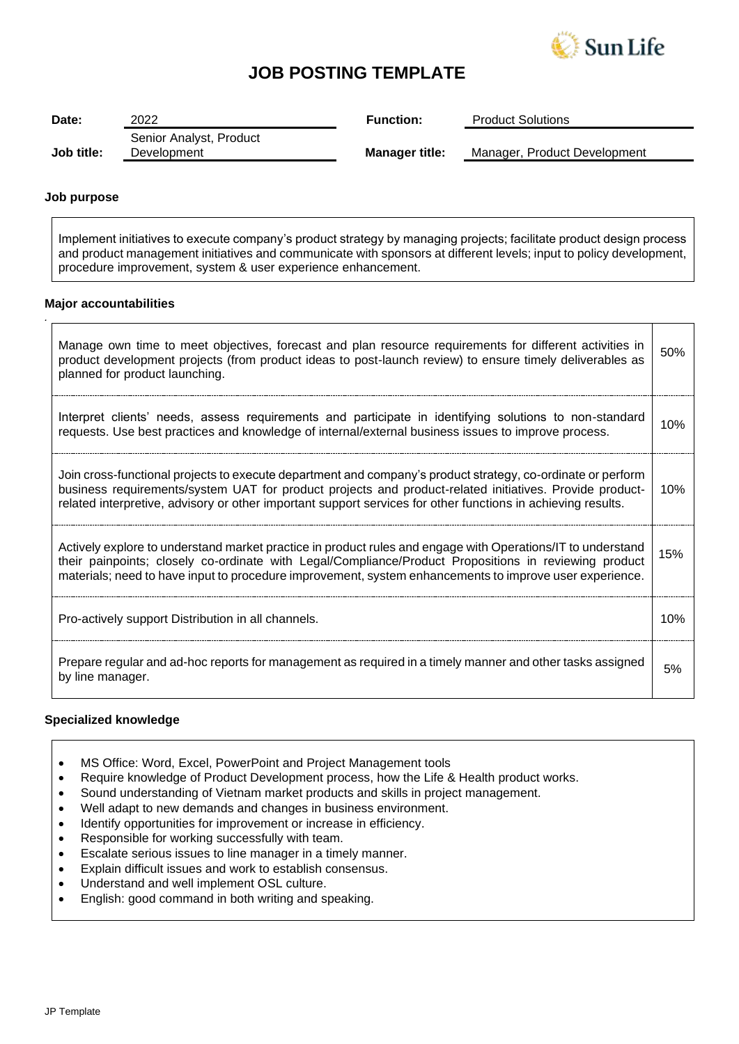# JOB POSTING TEMPLATE

| | | | |
|---|---|---|---|
| **Date:** | 2022 | **Function:** | Product Solutions |
| **Job title:** | Senior Analyst, Product Development | **Manager title:** | Manager, Product Development |

**Job purpose**

Implement initiatives to execute company's product strategy by managing projects; facilitate product design process and product management initiatives and communicate with sponsors at different levels; input to policy development, procedure improvement, system & user experience enhancement.

**Major accountabilities**

| Accountability | % |
|---|---|
| Manage own time to meet objectives, forecast and plan resource requirements for different activities in product development projects (from product ideas to post-launch review) to ensure timely deliverables as planned for product launching. | 50% |
| Interpret clients' needs, assess requirements and participate in identifying solutions to non-standard requests. Use best practices and knowledge of internal/external business issues to improve process. | 10% |
| Join cross-functional projects to execute department and company's product strategy, co-ordinate or perform business requirements/system UAT for product projects and product-related initiatives. Provide product-related interpretive, advisory or other important support services for other functions in achieving results. | 10% |
| Actively explore to understand market practice in product rules and engage with Operations/IT to understand their painpoints; closely co-ordinate with Legal/Compliance/Product Propositions in reviewing product materials; need to have input to procedure improvement, system enhancements to improve user experience. | 15% |
| Pro-actively support Distribution in all channels. | 10% |
| Prepare regular and ad-hoc reports for management as required in a timely manner and other tasks assigned by line manager. | 5% |

**Specialized knowledge**

- MS Office: Word, Excel, PowerPoint and Project Management tools
- Require knowledge of Product Development process, how the Life & Health product works.
- Sound understanding of Vietnam market products and skills in project management.
- Well adapt to new demands and changes in business environment.
- Identify opportunities for improvement or increase in efficiency.
- Responsible for working successfully with team.
- Escalate serious issues to line manager in a timely manner.
- Explain difficult issues and work to establish consensus.
- Understand and well implement OSL culture.
- English: good command in both writing and speaking.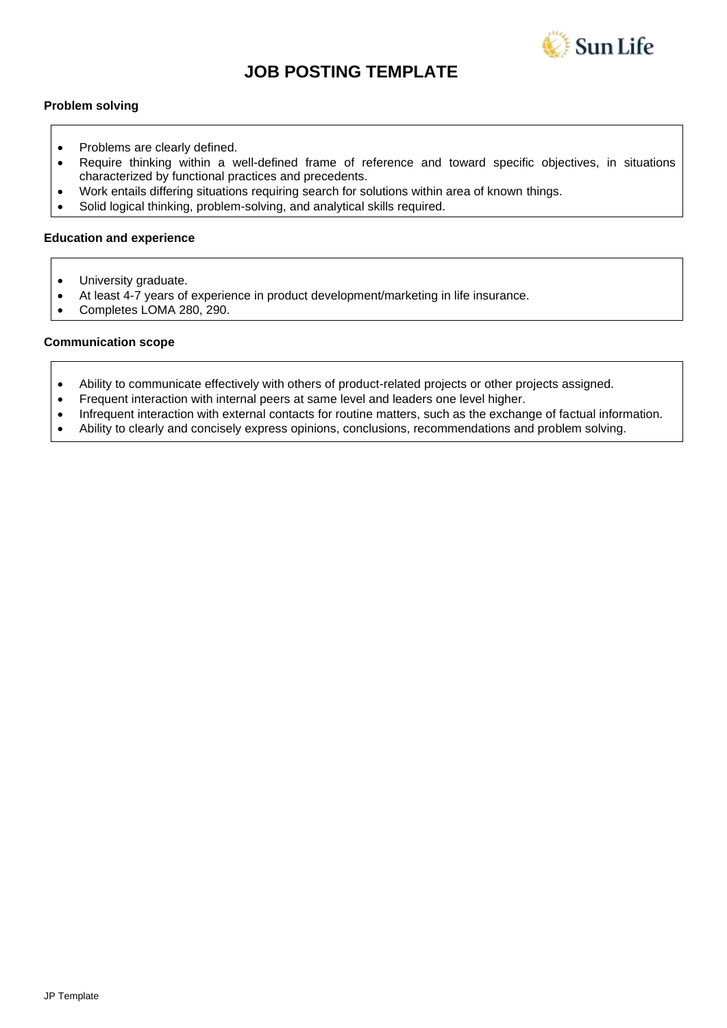# JOB POSTING TEMPLATE

**Problem solving**

- Problems are clearly defined.
- Require thinking within a well-defined frame of reference and toward specific objectives, in situations characterized by functional practices and precedents.
- Work entails differing situations requiring search for solutions within area of known things.
- Solid logical thinking, problem-solving, and analytical skills required.

**Education and experience**

- University graduate.
- At least 4-7 years of experience in product development/marketing in life insurance.
- Completes LOMA 280, 290.

**Communication scope**

- Ability to communicate effectively with others of product-related projects or other projects assigned.
- Frequent interaction with internal peers at same level and leaders one level higher.
- Infrequent interaction with external contacts for routine matters, such as the exchange of factual information.
- Ability to clearly and concisely express opinions, conclusions, recommendations and problem solving.